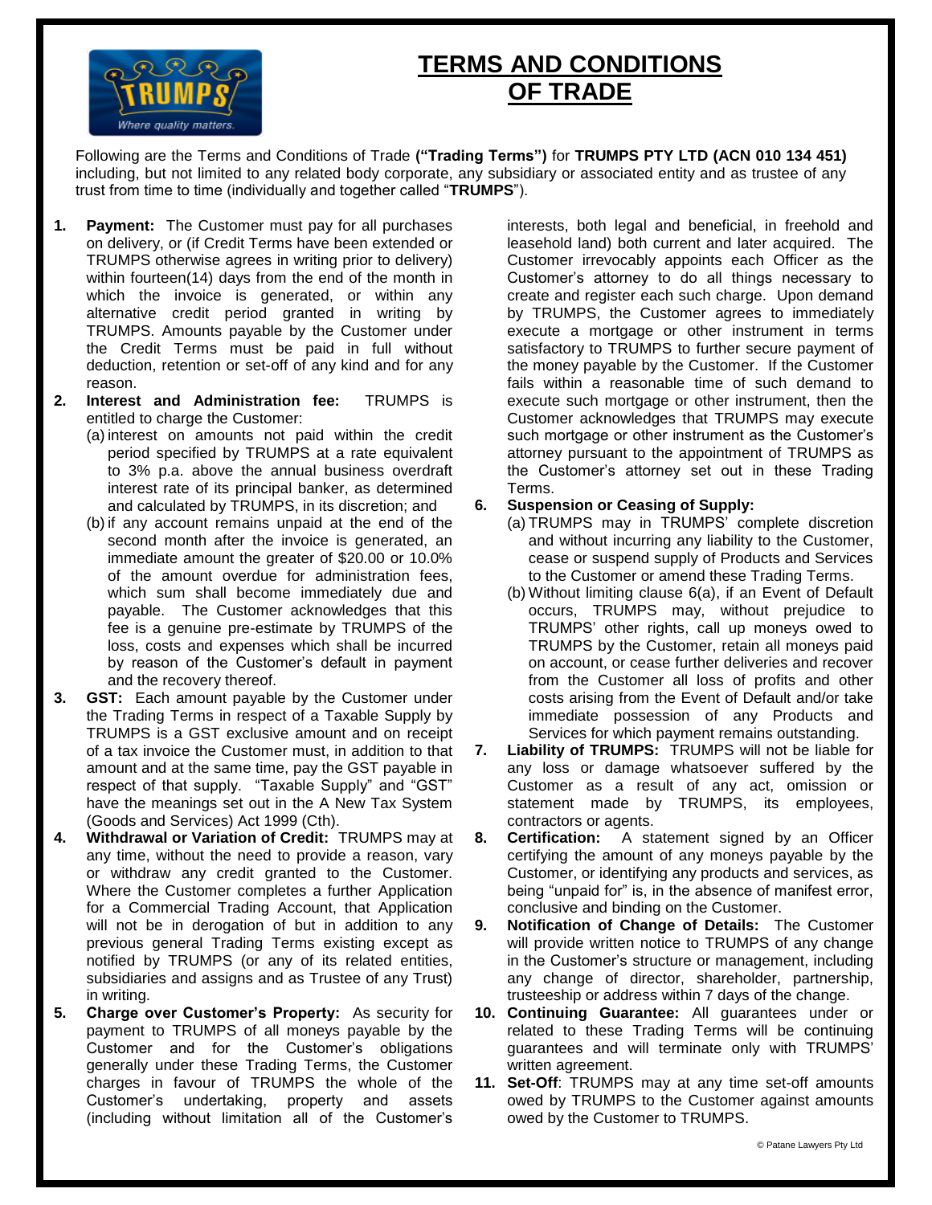# TERMS AND CONDITIONS OF TRADE

Following are the Terms and Conditions of Trade **("Trading Terms")** for **TRUMPS PTY LTD (ACN 010 134 451)** including, but not limited to any related body corporate, any subsidiary or associated entity and as trustee of any trust from time to time (individually and together called "**TRUMPS**").

1. **Payment:** The Customer must pay for all purchases on delivery, or (if Credit Terms have been extended or TRUMPS otherwise agrees in writing prior to delivery) within fourteen(14) days from the end of the month in which the invoice is generated, or within any alternative credit period granted in writing by TRUMPS. Amounts payable by the Customer under the Credit Terms must be paid in full without deduction, retention or set-off of any kind and for any reason.
2. **Interest and Administration fee:** TRUMPS is entitled to charge the Customer:
   (a) interest on amounts not paid within the credit period specified by TRUMPS at a rate equivalent to 3% p.a. above the annual business overdraft interest rate of its principal banker, as determined and calculated by TRUMPS, in its discretion; and
   (b) if any account remains unpaid at the end of the second month after the invoice is generated, an immediate amount the greater of $20.00 or 10.0% of the amount overdue for administration fees, which sum shall become immediately due and payable. The Customer acknowledges that this fee is a genuine pre-estimate by TRUMPS of the loss, costs and expenses which shall be incurred by reason of the Customer's default in payment and the recovery thereof.
3. **GST:** Each amount payable by the Customer under the Trading Terms in respect of a Taxable Supply by TRUMPS is a GST exclusive amount and on receipt of a tax invoice the Customer must, in addition to that amount and at the same time, pay the GST payable in respect of that supply. "Taxable Supply" and "GST" have the meanings set out in the A New Tax System (Goods and Services) Act 1999 (Cth).
4. **Withdrawal or Variation of Credit:** TRUMPS may at any time, without the need to provide a reason, vary or withdraw any credit granted to the Customer. Where the Customer completes a further Application for a Commercial Trading Account, that Application will not be in derogation of but in addition to any previous general Trading Terms existing except as notified by TRUMPS (or any of its related entities, subsidiaries and assigns and as Trustee of any Trust) in writing.
5. **Charge over Customer's Property:** As security for payment to TRUMPS of all moneys payable by the Customer and for the Customer's obligations generally under these Trading Terms, the Customer charges in favour of TRUMPS the whole of the Customer's undertaking, property and assets (including without limitation all of the Customer's interests, both legal and beneficial, in freehold and leasehold land) both current and later acquired. The Customer irrevocably appoints each Officer as the Customer's attorney to do all things necessary to create and register each such charge. Upon demand by TRUMPS, the Customer agrees to immediately execute a mortgage or other instrument in terms satisfactory to TRUMPS to further secure payment of the money payable by the Customer. If the Customer fails within a reasonable time of such demand to execute such mortgage or other instrument, then the Customer acknowledges that TRUMPS may execute such mortgage or other instrument as the Customer's attorney pursuant to the appointment of TRUMPS as the Customer's attorney set out in these Trading Terms.
6. **Suspension or Ceasing of Supply:**
   (a) TRUMPS may in TRUMPS' complete discretion and without incurring any liability to the Customer, cease or suspend supply of Products and Services to the Customer or amend these Trading Terms.
   (b) Without limiting clause 6(a), if an Event of Default occurs, TRUMPS may, without prejudice to TRUMPS' other rights, call up moneys owed to TRUMPS by the Customer, retain all moneys paid on account, or cease further deliveries and recover from the Customer all loss of profits and other costs arising from the Event of Default and/or take immediate possession of any Products and Services for which payment remains outstanding.
7. **Liability of TRUMPS:** TRUMPS will not be liable for any loss or damage whatsoever suffered by the Customer as a result of any act, omission or statement made by TRUMPS, its employees, contractors or agents.
8. **Certification:** A statement signed by an Officer certifying the amount of any moneys payable by the Customer, or identifying any products and services, as being "unpaid for" is, in the absence of manifest error, conclusive and binding on the Customer.
9. **Notification of Change of Details:** The Customer will provide written notice to TRUMPS of any change in the Customer's structure or management, including any change of director, shareholder, partnership, trusteeship or address within 7 days of the change.
10. **Continuing Guarantee:** All guarantees under or related to these Trading Terms will be continuing guarantees and will terminate only with TRUMPS' written agreement.
11. **Set-Off**: TRUMPS may at any time set-off amounts owed by TRUMPS to the Customer against amounts owed by the Customer to TRUMPS.

© Patane Lawyers Pty Ltd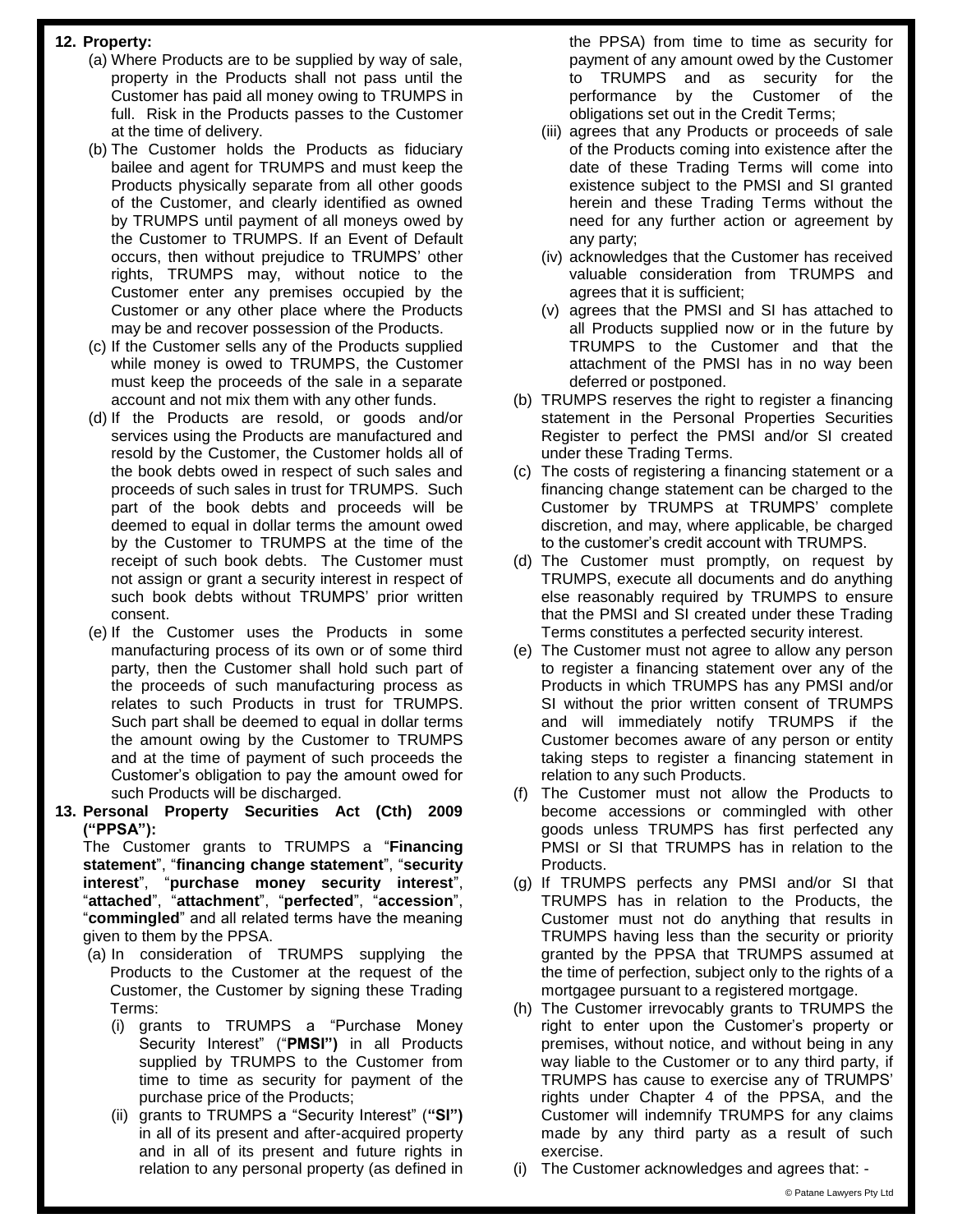**12. Property:**

(a) Where Products are to be supplied by way of sale, property in the Products shall not pass until the Customer has paid all money owing to TRUMPS in full. Risk in the Products passes to the Customer at the time of delivery.

(b) The Customer holds the Products as fiduciary bailee and agent for TRUMPS and must keep the Products physically separate from all other goods of the Customer, and clearly identified as owned by TRUMPS until payment of all moneys owed by the Customer to TRUMPS. If an Event of Default occurs, then without prejudice to TRUMPS' other rights, TRUMPS may, without notice to the Customer enter any premises occupied by the Customer or any other place where the Products may be and recover possession of the Products.

(c) If the Customer sells any of the Products supplied while money is owed to TRUMPS, the Customer must keep the proceeds of the sale in a separate account and not mix them with any other funds.

(d) If the Products are resold, or goods and/or services using the Products are manufactured and resold by the Customer, the Customer holds all of the book debts owed in respect of such sales and proceeds of such sales in trust for TRUMPS. Such part of the book debts and proceeds will be deemed to equal in dollar terms the amount owed by the Customer to TRUMPS at the time of the receipt of such book debts. The Customer must not assign or grant a security interest in respect of such book debts without TRUMPS' prior written consent.

(e) If the Customer uses the Products in some manufacturing process of its own or of some third party, then the Customer shall hold such part of the proceeds of such manufacturing process as relates to such Products in trust for TRUMPS. Such part shall be deemed to equal in dollar terms the amount owing by the Customer to TRUMPS and at the time of payment of such proceeds the Customer's obligation to pay the amount owed for such Products will be discharged.

**13. Personal Property Securities Act (Cth) 2009 ("PPSA"):**

The Customer grants to TRUMPS a "**Financing statement**", "**financing change statement**", "**security interest**", "**purchase money security interest**", "**attached**", "**attachment**", "**perfected**", "**accession**", "**commingled**" and all related terms have the meaning given to them by the PPSA.

(a) In consideration of TRUMPS supplying the Products to the Customer at the request of the Customer, the Customer by signing these Trading Terms:

  (i) grants to TRUMPS a "Purchase Money Security Interest" ("**PMSI")** in all Products supplied by TRUMPS to the Customer from time to time as security for payment of the purchase price of the Products;

  (ii) grants to TRUMPS a "Security Interest" (**"SI")** in all of its present and after-acquired property and in all of its present and future rights in relation to any personal property (as defined in the PPSA) from time to time as security for payment of any amount owed by the Customer to TRUMPS and as security for the performance by the Customer of the obligations set out in the Credit Terms;

  (iii) agrees that any Products or proceeds of sale of the Products coming into existence after the date of these Trading Terms will come into existence subject to the PMSI and SI granted herein and these Trading Terms without the need for any further action or agreement by any party;

  (iv) acknowledges that the Customer has received valuable consideration from TRUMPS and agrees that it is sufficient;

  (v) agrees that the PMSI and SI has attached to all Products supplied now or in the future by TRUMPS to the Customer and that the attachment of the PMSI has in no way been deferred or postponed.

(b) TRUMPS reserves the right to register a financing statement in the Personal Properties Securities Register to perfect the PMSI and/or SI created under these Trading Terms.

(c) The costs of registering a financing statement or a financing change statement can be charged to the Customer by TRUMPS at TRUMPS' complete discretion, and may, where applicable, be charged to the customer's credit account with TRUMPS.

(d) The Customer must promptly, on request by TRUMPS, execute all documents and do anything else reasonably required by TRUMPS to ensure that the PMSI and SI created under these Trading Terms constitutes a perfected security interest.

(e) The Customer must not agree to allow any person to register a financing statement over any of the Products in which TRUMPS has any PMSI and/or SI without the prior written consent of TRUMPS and will immediately notify TRUMPS if the Customer becomes aware of any person or entity taking steps to register a financing statement in relation to any such Products.

(f) The Customer must not allow the Products to become accessions or commingled with other goods unless TRUMPS has first perfected any PMSI or SI that TRUMPS has in relation to the Products.

(g) If TRUMPS perfects any PMSI and/or SI that TRUMPS has in relation to the Products, the Customer must not do anything that results in TRUMPS having less than the security or priority granted by the PPSA that TRUMPS assumed at the time of perfection, subject only to the rights of a mortgagee pursuant to a registered mortgage.

(h) The Customer irrevocably grants to TRUMPS the right to enter upon the Customer's property or premises, without notice, and without being in any way liable to the Customer or to any third party, if TRUMPS has cause to exercise any of TRUMPS' rights under Chapter 4 of the PPSA, and the Customer will indemnify TRUMPS for any claims made by any third party as a result of such exercise.

(i) The Customer acknowledges and agrees that: -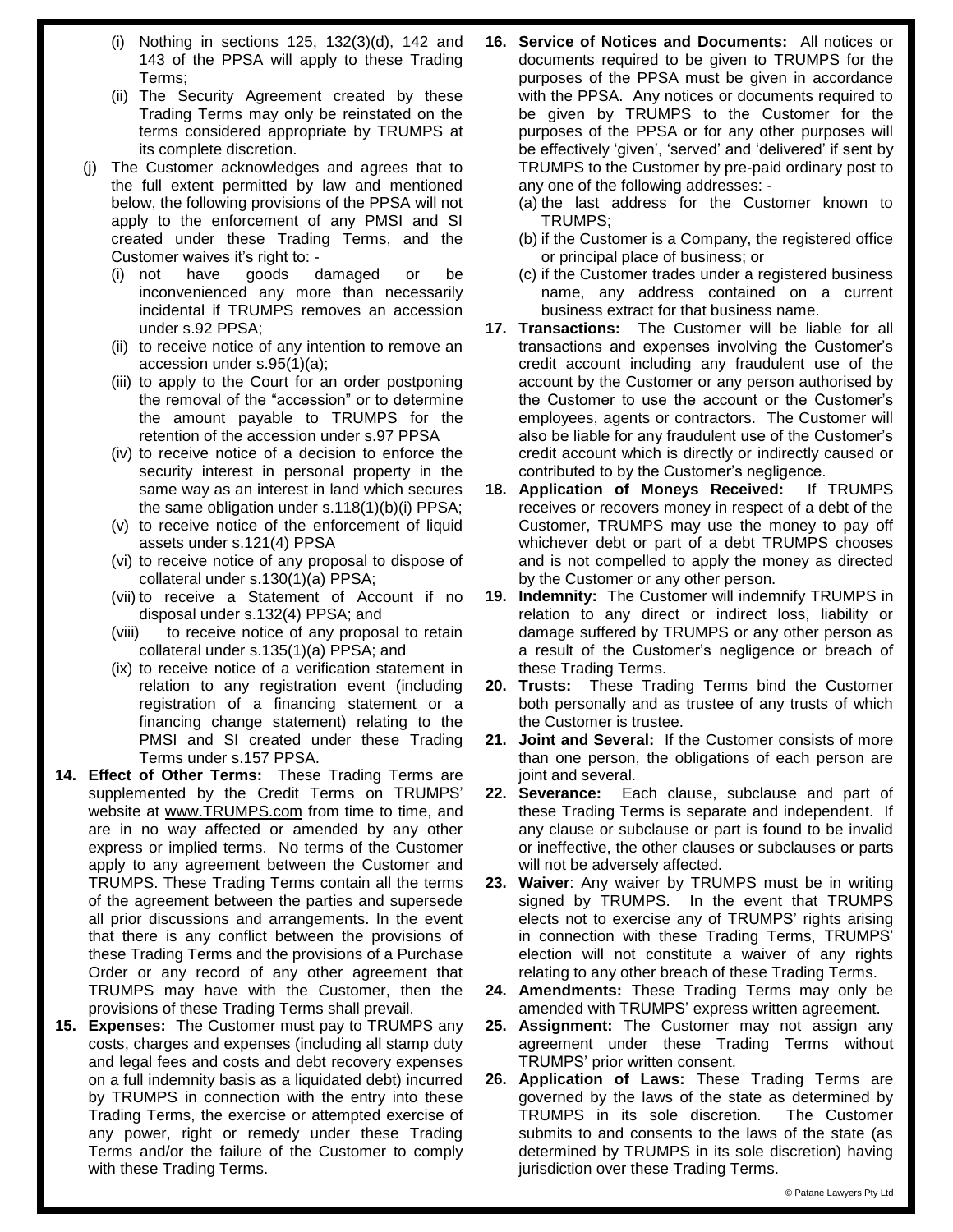- (i) Nothing in sections 125, 132(3)(d), 142 and 143 of the PPSA will apply to these Trading Terms;
- (ii) The Security Agreement created by these Trading Terms may only be reinstated on the terms considered appropriate by TRUMPS at its complete discretion.

(j) The Customer acknowledges and agrees that to the full extent permitted by law and mentioned below, the following provisions of the PPSA will not apply to the enforcement of any PMSI and SI created under these Trading Terms, and the Customer waives it's right to: -

- (i) not have goods damaged or be inconvenienced any more than necessarily incidental if TRUMPS removes an accession under s.92 PPSA;
- (ii) to receive notice of any intention to remove an accession under s.95(1)(a);
- (iii) to apply to the Court for an order postponing the removal of the "accession" or to determine the amount payable to TRUMPS for the retention of the accession under s.97 PPSA
- (iv) to receive notice of a decision to enforce the security interest in personal property in the same way as an interest in land which secures the same obligation under s.118(1)(b)(i) PPSA;
- (v) to receive notice of the enforcement of liquid assets under s.121(4) PPSA
- (vi) to receive notice of any proposal to dispose of collateral under s.130(1)(a) PPSA;
- (vii) to receive a Statement of Account if no disposal under s.132(4) PPSA; and
- (viii) to receive notice of any proposal to retain collateral under s.135(1)(a) PPSA; and
- (ix) to receive notice of a verification statement in relation to any registration event (including registration of a financing statement or a financing change statement) relating to the PMSI and SI created under these Trading Terms under s.157 PPSA.

**14. Effect of Other Terms:** These Trading Terms are supplemented by the Credit Terms on TRUMPS' website at www.TRUMPS.com from time to time, and are in no way affected or amended by any other express or implied terms. No terms of the Customer apply to any agreement between the Customer and TRUMPS. These Trading Terms contain all the terms of the agreement between the parties and supersede all prior discussions and arrangements. In the event that there is any conflict between the provisions of these Trading Terms and the provisions of a Purchase Order or any record of any other agreement that TRUMPS may have with the Customer, then the provisions of these Trading Terms shall prevail.

**15. Expenses:** The Customer must pay to TRUMPS any costs, charges and expenses (including all stamp duty and legal fees and costs and debt recovery expenses on a full indemnity basis as a liquidated debt) incurred by TRUMPS in connection with the entry into these Trading Terms, the exercise or attempted exercise of any power, right or remedy under these Trading Terms and/or the failure of the Customer to comply with these Trading Terms.

**16. Service of Notices and Documents:** All notices or documents required to be given to TRUMPS for the purposes of the PPSA must be given in accordance with the PPSA. Any notices or documents required to be given by TRUMPS to the Customer for the purposes of the PPSA or for any other purposes will be effectively 'given', 'served' and 'delivered' if sent by TRUMPS to the Customer by pre-paid ordinary post to any one of the following addresses: -

- (a) the last address for the Customer known to TRUMPS;
- (b) if the Customer is a Company, the registered office or principal place of business; or
- (c) if the Customer trades under a registered business name, any address contained on a current business extract for that business name.

**17. Transactions:** The Customer will be liable for all transactions and expenses involving the Customer's credit account including any fraudulent use of the account by the Customer or any person authorised by the Customer to use the account or the Customer's employees, agents or contractors. The Customer will also be liable for any fraudulent use of the Customer's credit account which is directly or indirectly caused or contributed to by the Customer's negligence.

**18. Application of Moneys Received:** If TRUMPS receives or recovers money in respect of a debt of the Customer, TRUMPS may use the money to pay off whichever debt or part of a debt TRUMPS chooses and is not compelled to apply the money as directed by the Customer or any other person.

**19. Indemnity:** The Customer will indemnify TRUMPS in relation to any direct or indirect loss, liability or damage suffered by TRUMPS or any other person as a result of the Customer's negligence or breach of these Trading Terms.

**20. Trusts:** These Trading Terms bind the Customer both personally and as trustee of any trusts of which the Customer is trustee.

**21. Joint and Several:** If the Customer consists of more than one person, the obligations of each person are joint and several.

**22. Severance:** Each clause, subclause and part of these Trading Terms is separate and independent. If any clause or subclause or part is found to be invalid or ineffective, the other clauses or subclauses or parts will not be adversely affected.

**23. Waiver**: Any waiver by TRUMPS must be in writing signed by TRUMPS. In the event that TRUMPS elects not to exercise any of TRUMPS' rights arising in connection with these Trading Terms, TRUMPS' election will not constitute a waiver of any rights relating to any other breach of these Trading Terms.

**24. Amendments:** These Trading Terms may only be amended with TRUMPS' express written agreement.

**25. Assignment:** The Customer may not assign any agreement under these Trading Terms without TRUMPS' prior written consent.

**26. Application of Laws:** These Trading Terms are governed by the laws of the state as determined by TRUMPS in its sole discretion. The Customer submits to and consents to the laws of the state (as determined by TRUMPS in its sole discretion) having jurisdiction over these Trading Terms.

© Patane Lawyers Pty Ltd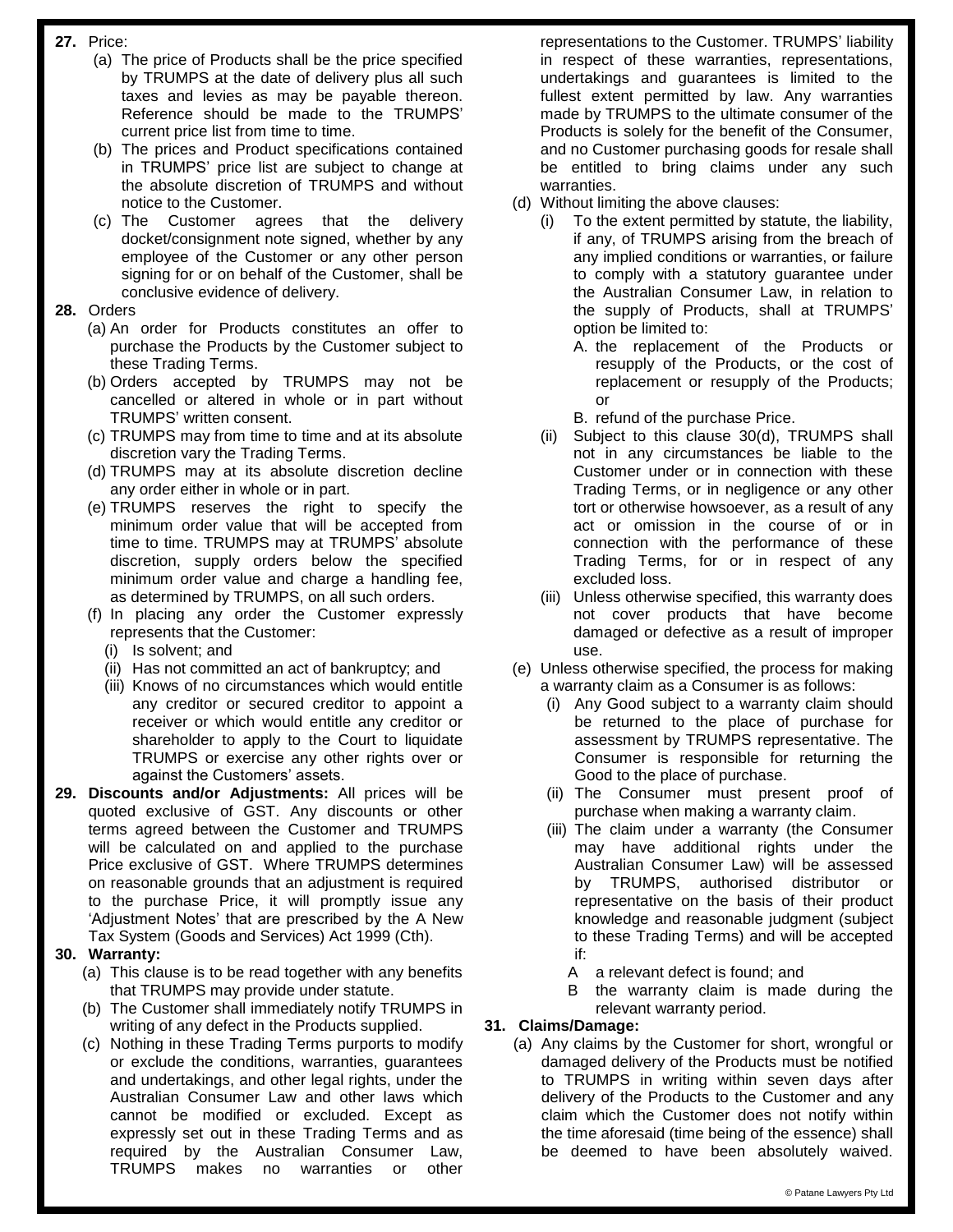**27.** Price:

(a) The price of Products shall be the price specified by TRUMPS at the date of delivery plus all such taxes and levies as may be payable thereon. Reference should be made to the TRUMPS' current price list from time to time.

(b) The prices and Product specifications contained in TRUMPS' price list are subject to change at the absolute discretion of TRUMPS and without notice to the Customer.

(c) The Customer agrees that the delivery docket/consignment note signed, whether by any employee of the Customer or any other person signing for or on behalf of the Customer, shall be conclusive evidence of delivery.

**28.** Orders

(a) An order for Products constitutes an offer to purchase the Products by the Customer subject to these Trading Terms.

(b) Orders accepted by TRUMPS may not be cancelled or altered in whole or in part without TRUMPS' written consent.

(c) TRUMPS may from time to time and at its absolute discretion vary the Trading Terms.

(d) TRUMPS may at its absolute discretion decline any order either in whole or in part.

(e) TRUMPS reserves the right to specify the minimum order value that will be accepted from time to time. TRUMPS may at TRUMPS' absolute discretion, supply orders below the specified minimum order value and charge a handling fee, as determined by TRUMPS, on all such orders.

(f) In placing any order the Customer expressly represents that the Customer:

(i) Is solvent; and

(ii) Has not committed an act of bankruptcy; and

(iii) Knows of no circumstances which would entitle any creditor or secured creditor to appoint a receiver or which would entitle any creditor or shareholder to apply to the Court to liquidate TRUMPS or exercise any other rights over or against the Customers' assets.

**29. Discounts and/or Adjustments:** All prices will be quoted exclusive of GST. Any discounts or other terms agreed between the Customer and TRUMPS will be calculated on and applied to the purchase Price exclusive of GST. Where TRUMPS determines on reasonable grounds that an adjustment is required to the purchase Price, it will promptly issue any 'Adjustment Notes' that are prescribed by the A New Tax System (Goods and Services) Act 1999 (Cth).

**30. Warranty:**

(a) This clause is to be read together with any benefits that TRUMPS may provide under statute.

(b) The Customer shall immediately notify TRUMPS in writing of any defect in the Products supplied.

(c) Nothing in these Trading Terms purports to modify or exclude the conditions, warranties, guarantees and undertakings, and other legal rights, under the Australian Consumer Law and other laws which cannot be modified or excluded. Except as expressly set out in these Trading Terms and as required by the Australian Consumer Law, TRUMPS makes no warranties or other representations to the Customer. TRUMPS' liability in respect of these warranties, representations, undertakings and guarantees is limited to the fullest extent permitted by law. Any warranties made by TRUMPS to the ultimate consumer of the Products is solely for the benefit of the Consumer, and no Customer purchasing goods for resale shall be entitled to bring claims under any such warranties.

(d) Without limiting the above clauses:

(i) To the extent permitted by statute, the liability, if any, of TRUMPS arising from the breach of any implied conditions or warranties, or failure to comply with a statutory guarantee under the Australian Consumer Law, in relation to the supply of Products, shall at TRUMPS' option be limited to:

A. the replacement of the Products or resupply of the Products, or the cost of replacement or resupply of the Products; or

B. refund of the purchase Price.

(ii) Subject to this clause 30(d), TRUMPS shall not in any circumstances be liable to the Customer under or in connection with these Trading Terms, or in negligence or any other tort or otherwise howsoever, as a result of any act or omission in the course of or in connection with the performance of these Trading Terms, for or in respect of any excluded loss.

(iii) Unless otherwise specified, this warranty does not cover products that have become damaged or defective as a result of improper use.

(e) Unless otherwise specified, the process for making a warranty claim as a Consumer is as follows:

(i) Any Good subject to a warranty claim should be returned to the place of purchase for assessment by TRUMPS representative. The Consumer is responsible for returning the Good to the place of purchase.

(ii) The Consumer must present proof of purchase when making a warranty claim.

(iii) The claim under a warranty (the Consumer may have additional rights under the Australian Consumer Law) will be assessed by TRUMPS, authorised distributor or representative on the basis of their product knowledge and reasonable judgment (subject to these Trading Terms) and will be accepted if:

A a relevant defect is found; and

B the warranty claim is made during the relevant warranty period.

**31. Claims/Damage:**

(a) Any claims by the Customer for short, wrongful or damaged delivery of the Products must be notified to TRUMPS in writing within seven days after delivery of the Products to the Customer and any claim which the Customer does not notify within the time aforesaid (time being of the essence) shall be deemed to have been absolutely waived.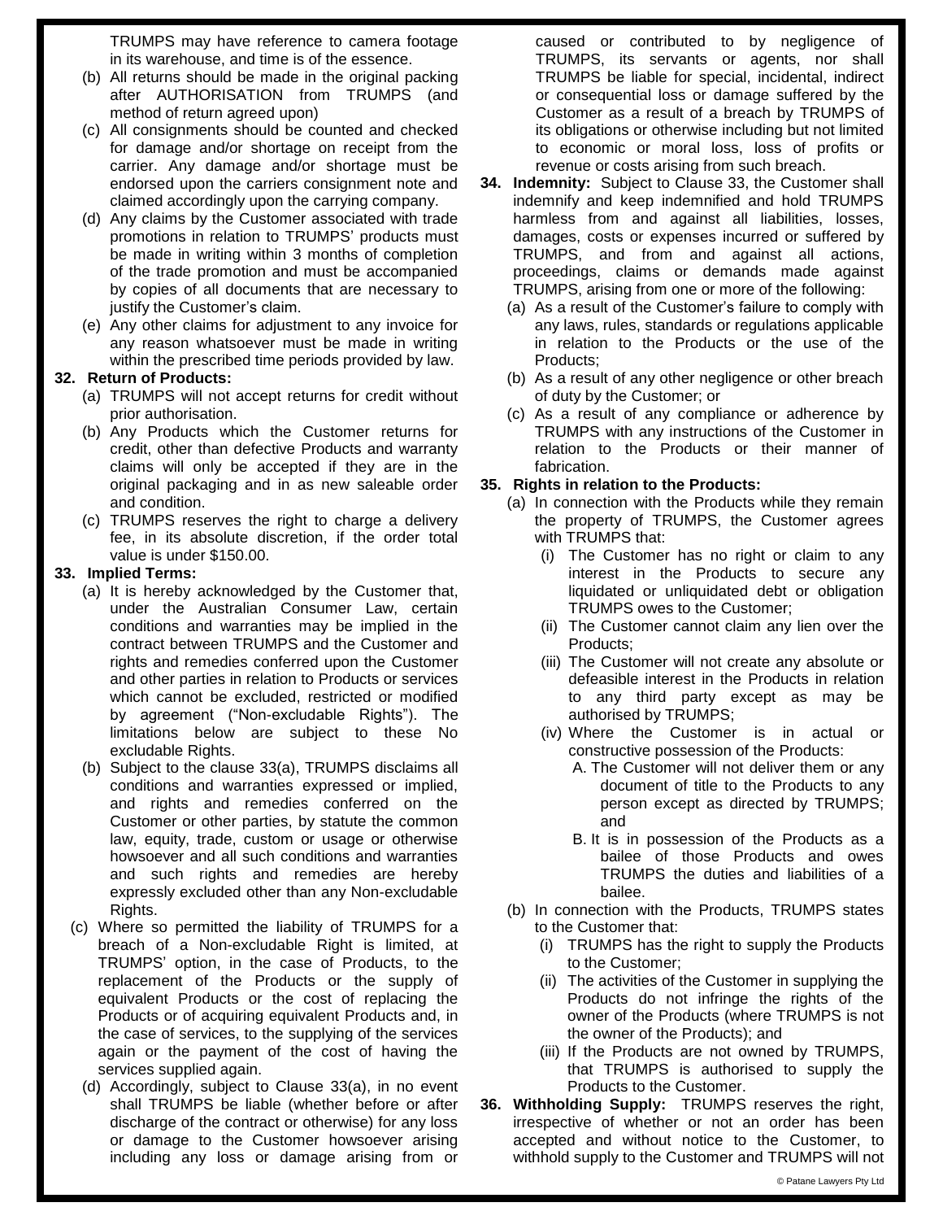TRUMPS may have reference to camera footage in its warehouse, and time is of the essence.

(b) All returns should be made in the original packing after AUTHORISATION from TRUMPS (and method of return agreed upon)

(c) All consignments should be counted and checked for damage and/or shortage on receipt from the carrier. Any damage and/or shortage must be endorsed upon the carriers consignment note and claimed accordingly upon the carrying company.

(d) Any claims by the Customer associated with trade promotions in relation to TRUMPS' products must be made in writing within 3 months of completion of the trade promotion and must be accompanied by copies of all documents that are necessary to justify the Customer's claim.

(e) Any other claims for adjustment to any invoice for any reason whatsoever must be made in writing within the prescribed time periods provided by law.

**32. Return of Products:**

(a) TRUMPS will not accept returns for credit without prior authorisation.

(b) Any Products which the Customer returns for credit, other than defective Products and warranty claims will only be accepted if they are in the original packaging and in as new saleable order and condition.

(c) TRUMPS reserves the right to charge a delivery fee, in its absolute discretion, if the order total value is under $150.00.

**33. Implied Terms:**

(a) It is hereby acknowledged by the Customer that, under the Australian Consumer Law, certain conditions and warranties may be implied in the contract between TRUMPS and the Customer and rights and remedies conferred upon the Customer and other parties in relation to Products or services which cannot be excluded, restricted or modified by agreement ("Non-excludable Rights"). The limitations below are subject to these No excludable Rights.

(b) Subject to the clause 33(a), TRUMPS disclaims all conditions and warranties expressed or implied, and rights and remedies conferred on the Customer or other parties, by statute the common law, equity, trade, custom or usage or otherwise howsoever and all such conditions and warranties and such rights and remedies are hereby expressly excluded other than any Non-excludable Rights.

(c) Where so permitted the liability of TRUMPS for a breach of a Non-excludable Right is limited, at TRUMPS' option, in the case of Products, to the replacement of the Products or the supply of equivalent Products or the cost of replacing the Products or of acquiring equivalent Products and, in the case of services, to the supplying of the services again or the payment of the cost of having the services supplied again.

(d) Accordingly, subject to Clause 33(a), in no event shall TRUMPS be liable (whether before or after discharge of the contract or otherwise) for any loss or damage to the Customer howsoever arising including any loss or damage arising from or caused or contributed to by negligence of TRUMPS, its servants or agents, nor shall TRUMPS be liable for special, incidental, indirect or consequential loss or damage suffered by the Customer as a result of a breach by TRUMPS of its obligations or otherwise including but not limited to economic or moral loss, loss of profits or revenue or costs arising from such breach.

**34. Indemnity:** Subject to Clause 33, the Customer shall indemnify and keep indemnified and hold TRUMPS harmless from and against all liabilities, losses, damages, costs or expenses incurred or suffered by TRUMPS, and from and against all actions, proceedings, claims or demands made against TRUMPS, arising from one or more of the following:

(a) As a result of the Customer's failure to comply with any laws, rules, standards or regulations applicable in relation to the Products or the use of the Products;

(b) As a result of any other negligence or other breach of duty by the Customer; or

(c) As a result of any compliance or adherence by TRUMPS with any instructions of the Customer in relation to the Products or their manner of fabrication.

**35. Rights in relation to the Products:**

(a) In connection with the Products while they remain the property of TRUMPS, the Customer agrees with TRUMPS that:

  (i) The Customer has no right or claim to any interest in the Products to secure any liquidated or unliquidated debt or obligation TRUMPS owes to the Customer;

  (ii) The Customer cannot claim any lien over the Products;

  (iii) The Customer will not create any absolute or defeasible interest in the Products in relation to any third party except as may be authorised by TRUMPS;

  (iv) Where the Customer is in actual or constructive possession of the Products:

    A. The Customer will not deliver them or any document of title to the Products to any person except as directed by TRUMPS; and

    B. It is in possession of the Products as a bailee of those Products and owes TRUMPS the duties and liabilities of a bailee.

(b) In connection with the Products, TRUMPS states to the Customer that:

  (i) TRUMPS has the right to supply the Products to the Customer;

  (ii) The activities of the Customer in supplying the Products do not infringe the rights of the owner of the Products (where TRUMPS is not the owner of the Products); and

  (iii) If the Products are not owned by TRUMPS, that TRUMPS is authorised to supply the Products to the Customer.

**36. Withholding Supply:** TRUMPS reserves the right, irrespective of whether or not an order has been accepted and without notice to the Customer, to withhold supply to the Customer and TRUMPS will not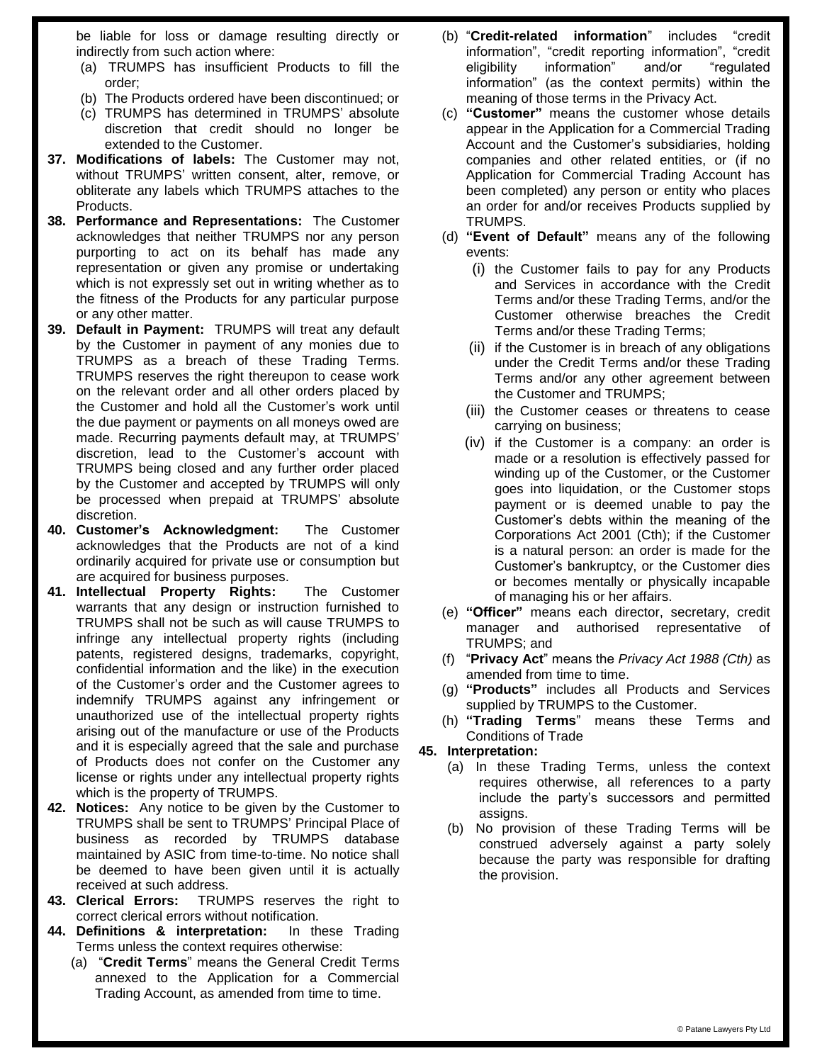be liable for loss or damage resulting directly or indirectly from such action where:

(a) TRUMPS has insufficient Products to fill the order;
(b) The Products ordered have been discontinued; or
(c) TRUMPS has determined in TRUMPS' absolute discretion that credit should no longer be extended to the Customer.

**37. Modifications of labels:** The Customer may not, without TRUMPS' written consent, alter, remove, or obliterate any labels which TRUMPS attaches to the Products.

**38. Performance and Representations:** The Customer acknowledges that neither TRUMPS nor any person purporting to act on its behalf has made any representation or given any promise or undertaking which is not expressly set out in writing whether as to the fitness of the Products for any particular purpose or any other matter.

**39. Default in Payment:** TRUMPS will treat any default by the Customer in payment of any monies due to TRUMPS as a breach of these Trading Terms. TRUMPS reserves the right thereupon to cease work on the relevant order and all other orders placed by the Customer and hold all the Customer's work until the due payment or payments on all moneys owed are made. Recurring payments default may, at TRUMPS' discretion, lead to the Customer's account with TRUMPS being closed and any further order placed by the Customer and accepted by TRUMPS will only be processed when prepaid at TRUMPS' absolute discretion.

**40. Customer's Acknowledgment:** The Customer acknowledges that the Products are not of a kind ordinarily acquired for private use or consumption but are acquired for business purposes.

**41. Intellectual Property Rights:** The Customer warrants that any design or instruction furnished to TRUMPS shall not be such as will cause TRUMPS to infringe any intellectual property rights (including patents, registered designs, trademarks, copyright, confidential information and the like) in the execution of the Customer's order and the Customer agrees to indemnify TRUMPS against any infringement or unauthorized use of the intellectual property rights arising out of the manufacture or use of the Products and it is especially agreed that the sale and purchase of Products does not confer on the Customer any license or rights under any intellectual property rights which is the property of TRUMPS.

**42. Notices:** Any notice to be given by the Customer to TRUMPS shall be sent to TRUMPS' Principal Place of business as recorded by TRUMPS database maintained by ASIC from time-to-time. No notice shall be deemed to have been given until it is actually received at such address.

**43. Clerical Errors:** TRUMPS reserves the right to correct clerical errors without notification.

**44. Definitions & interpretation:** In these Trading Terms unless the context requires otherwise:

(a) "**Credit Terms**" means the General Credit Terms annexed to the Application for a Commercial Trading Account, as amended from time to time.

(b) "**Credit-related information**" includes "credit information", "credit reporting information", "credit eligibility information" and/or "regulated information" (as the context permits) within the meaning of those terms in the Privacy Act.

(c) **"Customer"** means the customer whose details appear in the Application for a Commercial Trading Account and the Customer's subsidiaries, holding companies and other related entities, or (if no Application for Commercial Trading Account has been completed) any person or entity who places an order for and/or receives Products supplied by TRUMPS.

(d) **"Event of Default"** means any of the following events:

(i) the Customer fails to pay for any Products and Services in accordance with the Credit Terms and/or these Trading Terms, and/or the Customer otherwise breaches the Credit Terms and/or these Trading Terms;

(ii) if the Customer is in breach of any obligations under the Credit Terms and/or these Trading Terms and/or any other agreement between the Customer and TRUMPS;

(iii) the Customer ceases or threatens to cease carrying on business;

(iv) if the Customer is a company: an order is made or a resolution is effectively passed for winding up of the Customer, or the Customer goes into liquidation, or the Customer stops payment or is deemed unable to pay the Customer's debts within the meaning of the Corporations Act 2001 (Cth); if the Customer is a natural person: an order is made for the Customer's bankruptcy, or the Customer dies or becomes mentally or physically incapable of managing his or her affairs.

(e) **"Officer"** means each director, secretary, credit manager and authorised representative of TRUMPS; and

(f) "**Privacy Act**" means the *Privacy Act 1988 (Cth)* as amended from time to time.

(g) **"Products"** includes all Products and Services supplied by TRUMPS to the Customer.

(h) **"Trading Terms**" means these Terms and Conditions of Trade

**45. Interpretation:**

(a) In these Trading Terms, unless the context requires otherwise, all references to a party include the party's successors and permitted assigns.

(b) No provision of these Trading Terms will be construed adversely against a party solely because the party was responsible for drafting the provision.

© Patane Lawyers Pty Ltd